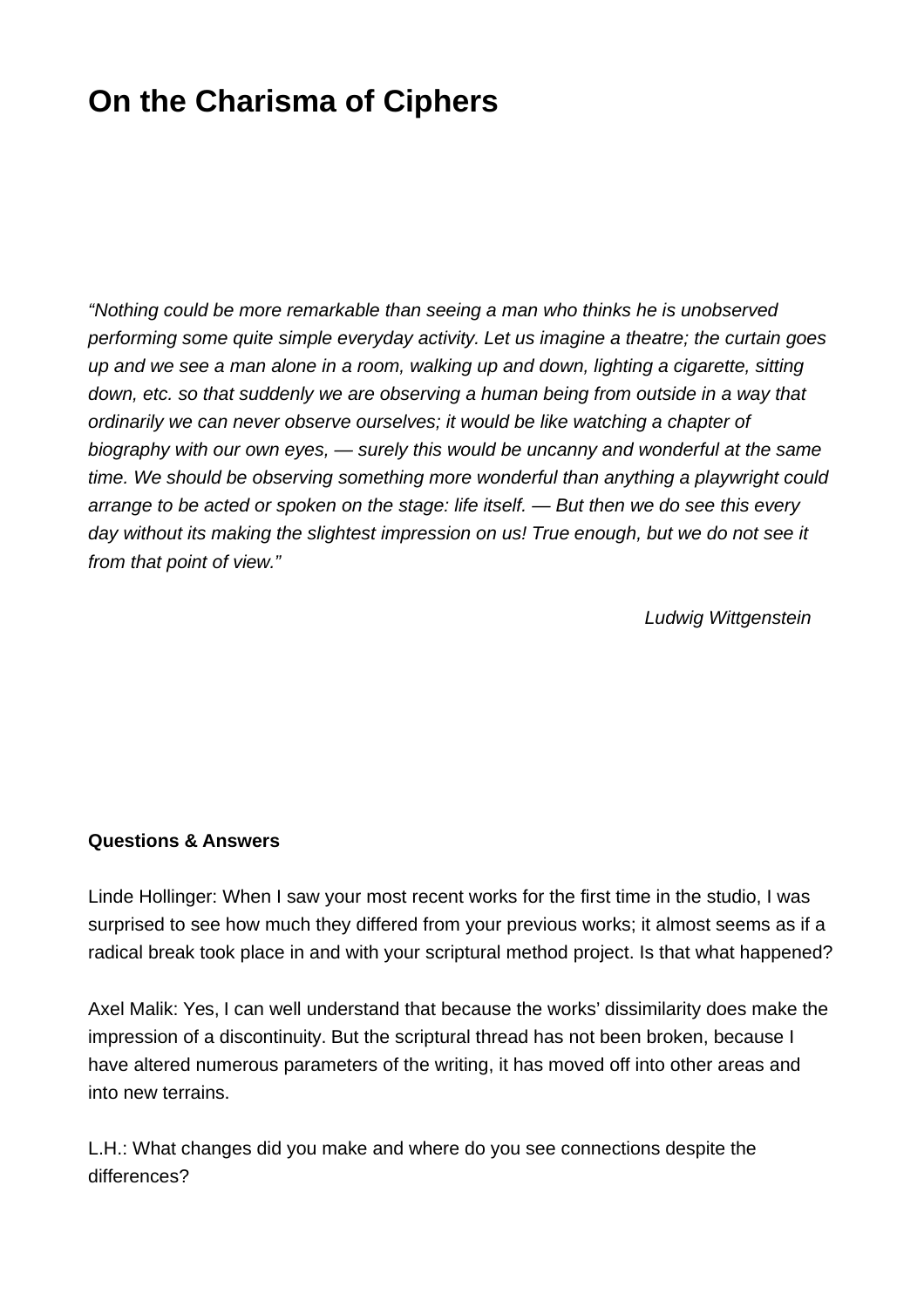# On the Charisma of Ciphers

*“Nothing could be more remarkable than seeing a man who thinks he is unobserved performing some quite simple everyday activity. Let us imagine a theatre; the curtain goes up and we see a man alone in a room, walking up and down, lighting a cigarette, sitting down, etc. so that suddenly we are observing a human being from outside in a way that ordinarily we can never observe ourselves; it would be like watching a chapter of biography with our own eyes, — surely this would be uncanny and wonderful at the same time. We should be observing something more wonderful than anything a playwright could arrange to be acted or spoken on the stage: life itself. — But then we do see this every day without its making the slightest impression on us! True enough, but we do not see it from that point of view.”*

*Ludwig Wittgenstein*

**Questions & Answers**

Linde Hollinger: When I saw your most recent works for the first time in the studio, I was surprised to see how much they differed from your previous works; it almost seems as if a radical break took place in and with your scriptural method project. Is that what happened?

Axel Malik: Yes, I can well understand that because the works’ dissimilarity does make the impression of a discontinuity. But the scriptural thread has not been broken, because I have altered numerous parameters of the writing, it has moved off into other areas and into new terrains.

L.H.: What changes did you make and where do you see connections despite the differences?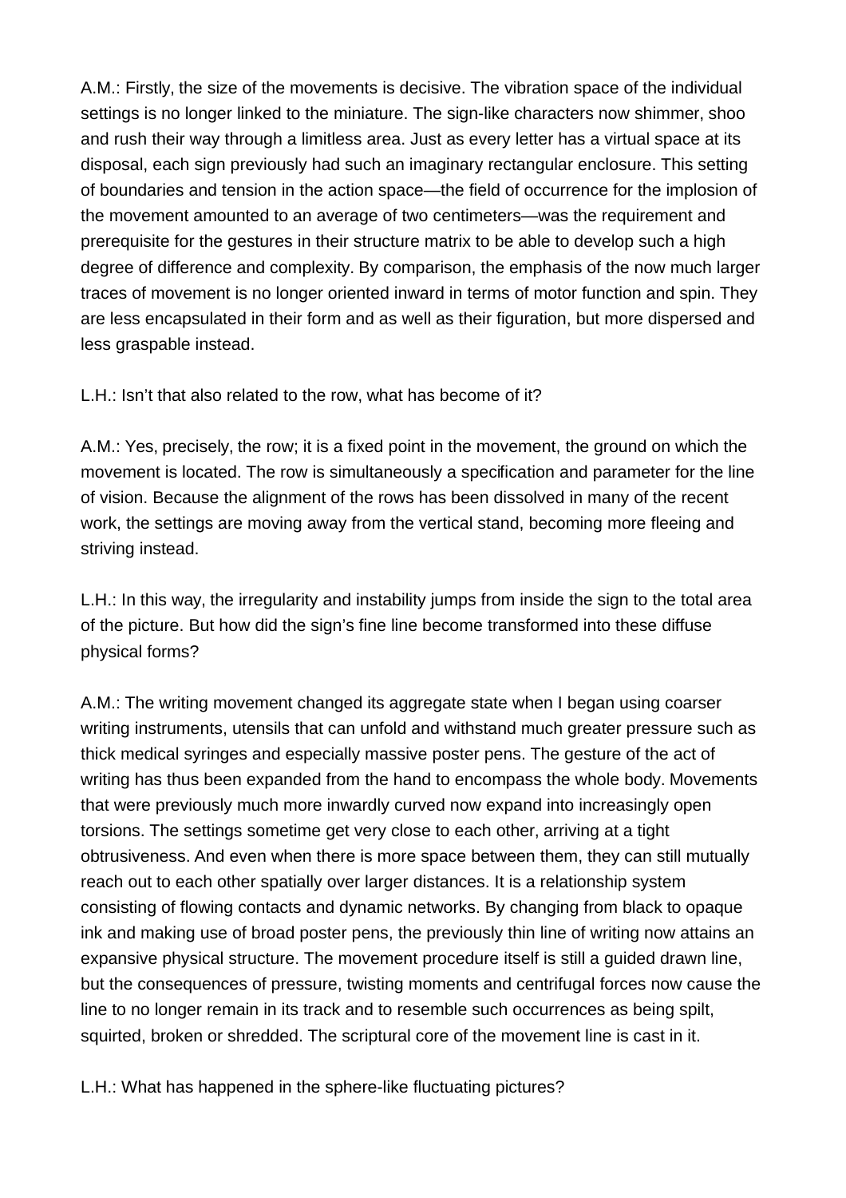A.M.: Firstly, the size of the movements is decisive. The vibration space of the individual settings is no longer linked to the miniature. The sign-like characters now shimmer, shoo and rush their way through a limitless area. Just as every letter has a virtual space at its disposal, each sign previously had such an imaginary rectangular enclosure. This setting of boundaries and tension in the action space—the field of occurrence for the implosion of the movement amounted to an average of two centimeters—was the requirement and prerequisite for the gestures in their structure matrix to be able to develop such a high degree of difference and complexity. By comparison, the emphasis of the now much larger traces of movement is no longer oriented inward in terms of motor function and spin. They are less encapsulated in their form and as well as their figuration, but more dispersed and less graspable instead.

L.H.: Isn't that also related to the row, what has become of it?

A.M.: Yes, precisely, the row; it is a fixed point in the movement, the ground on which the movement is located. The row is simultaneously a specification and parameter for the line of vision. Because the alignment of the rows has been dissolved in many of the recent work, the settings are moving away from the vertical stand, becoming more fleeing and striving instead.

L.H.: In this way, the irregularity and instability jumps from inside the sign to the total area of the picture. But how did the sign's fine line become transformed into these diffuse physical forms?

A.M.: The writing movement changed its aggregate state when I began using coarser writing instruments, utensils that can unfold and withstand much greater pressure such as thick medical syringes and especially massive poster pens. The gesture of the act of writing has thus been expanded from the hand to encompass the whole body. Movements that were previously much more inwardly curved now expand into increasingly open torsions. The settings sometime get very close to each other, arriving at a tight obtrusiveness. And even when there is more space between them, they can still mutually reach out to each other spatially over larger distances. It is a relationship system consisting of flowing contacts and dynamic networks. By changing from black to opaque ink and making use of broad poster pens, the previously thin line of writing now attains an expansive physical structure. The movement procedure itself is still a guided drawn line, but the consequences of pressure, twisting moments and centrifugal forces now cause the line to no longer remain in its track and to resemble such occurrences as being spilt, squirted, broken or shredded. The scriptural core of the movement line is cast in it.

L.H.: What has happened in the sphere-like fluctuating pictures?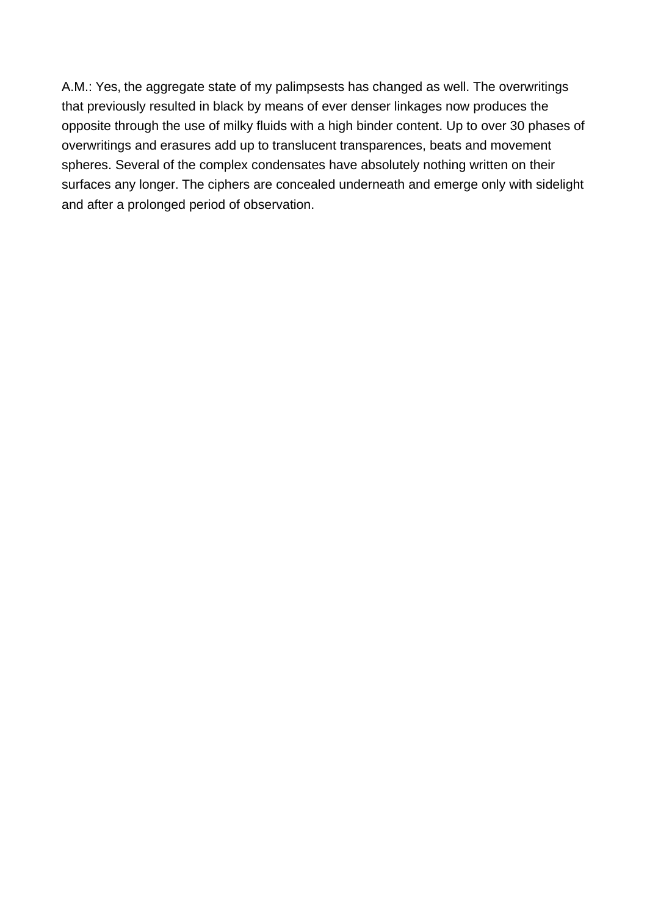A.M.: Yes, the aggregate state of my palimpsests has changed as well. The overwritings that previously resulted in black by means of ever denser linkages now produces the opposite through the use of milky fluids with a high binder content. Up to over 30 phases of overwritings and erasures add up to translucent transparences, beats and movement spheres. Several of the complex condensates have absolutely nothing written on their surfaces any longer. The ciphers are concealed underneath and emerge only with sidelight and after a prolonged period of observation.